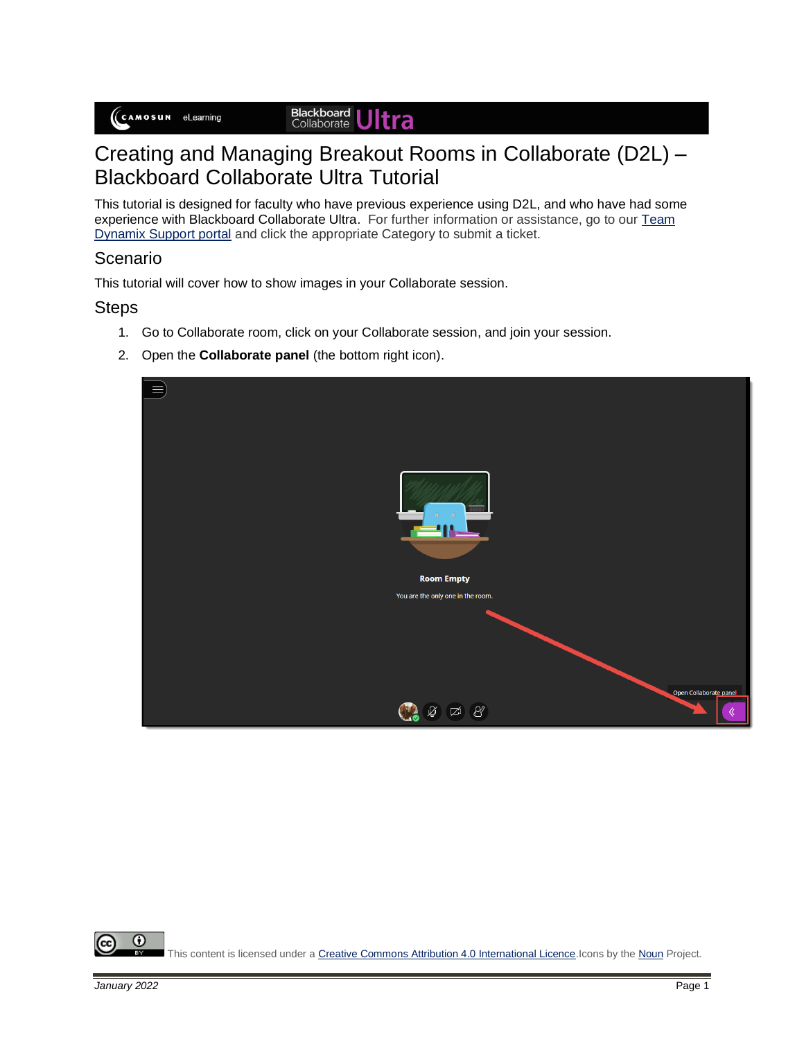# Creating and Managing Breakout Rooms in Collaborate (D2L) – Blackboard Collaborate Ultra Tutorial

This tutorial is designed for faculty who have previous experience using D2L, and who have had some experience with Blackboard Collaborate Ultra. For further information or assistance, go to our Team Dynamix Support portal and click the appropriate Category to submit a ticket.

## Scenario

This tutorial will cover how to show images in your Collaborate session.

## Steps

1. Go to Collaborate room, click on your Collaborate session, and join your session.
2. Open the **Collaborate panel** (the bottom right icon).

This content is licensed under a Creative Commons Attribution 4.0 International Licence. Icons by the Noun Project.

*January 2022*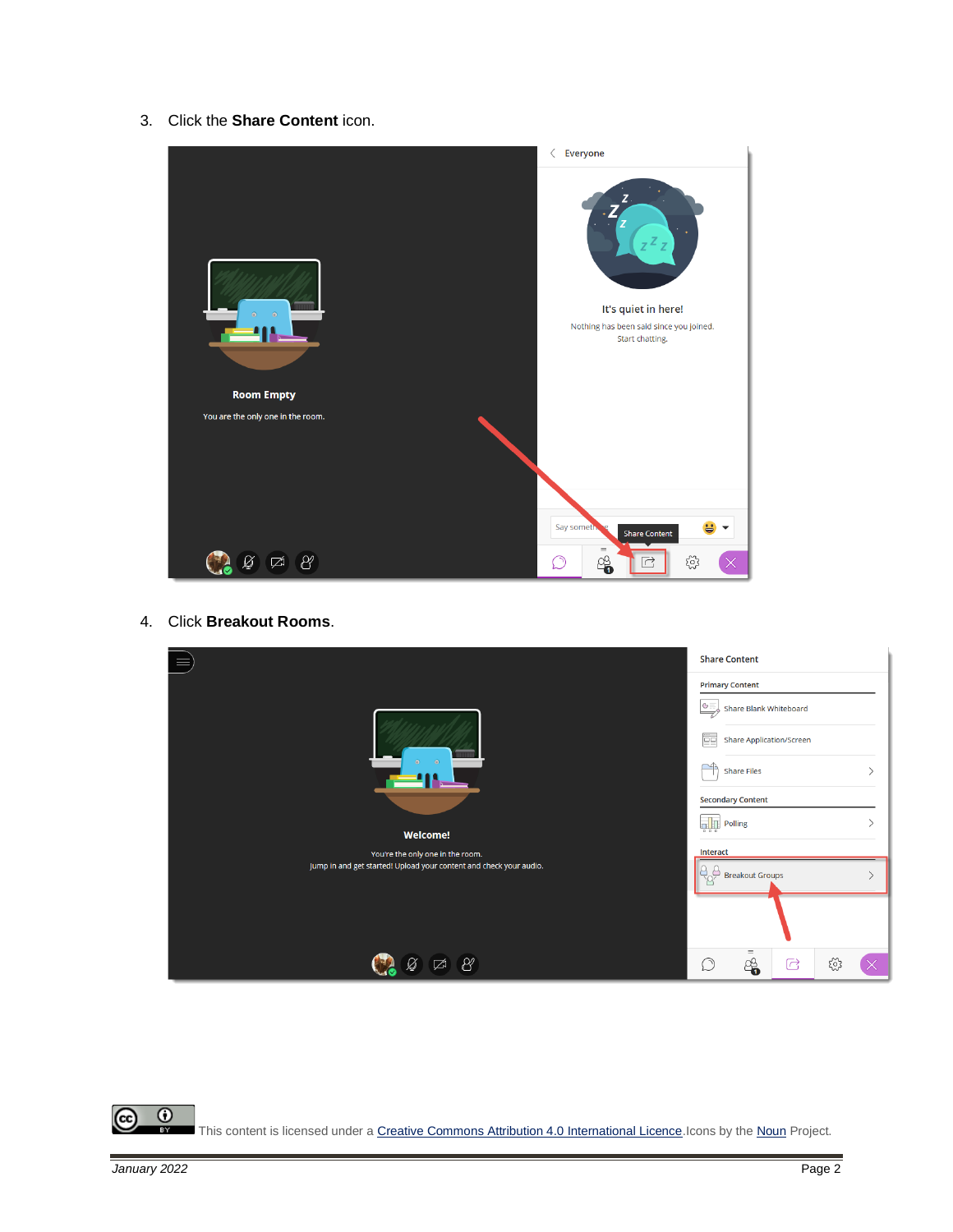3. Click the **Share Content** icon.

4. Click **Breakout Rooms**.

This content is licensed under a Creative Commons Attribution 4.0 International Licence.Icons by the Noun Project.

*January 2022*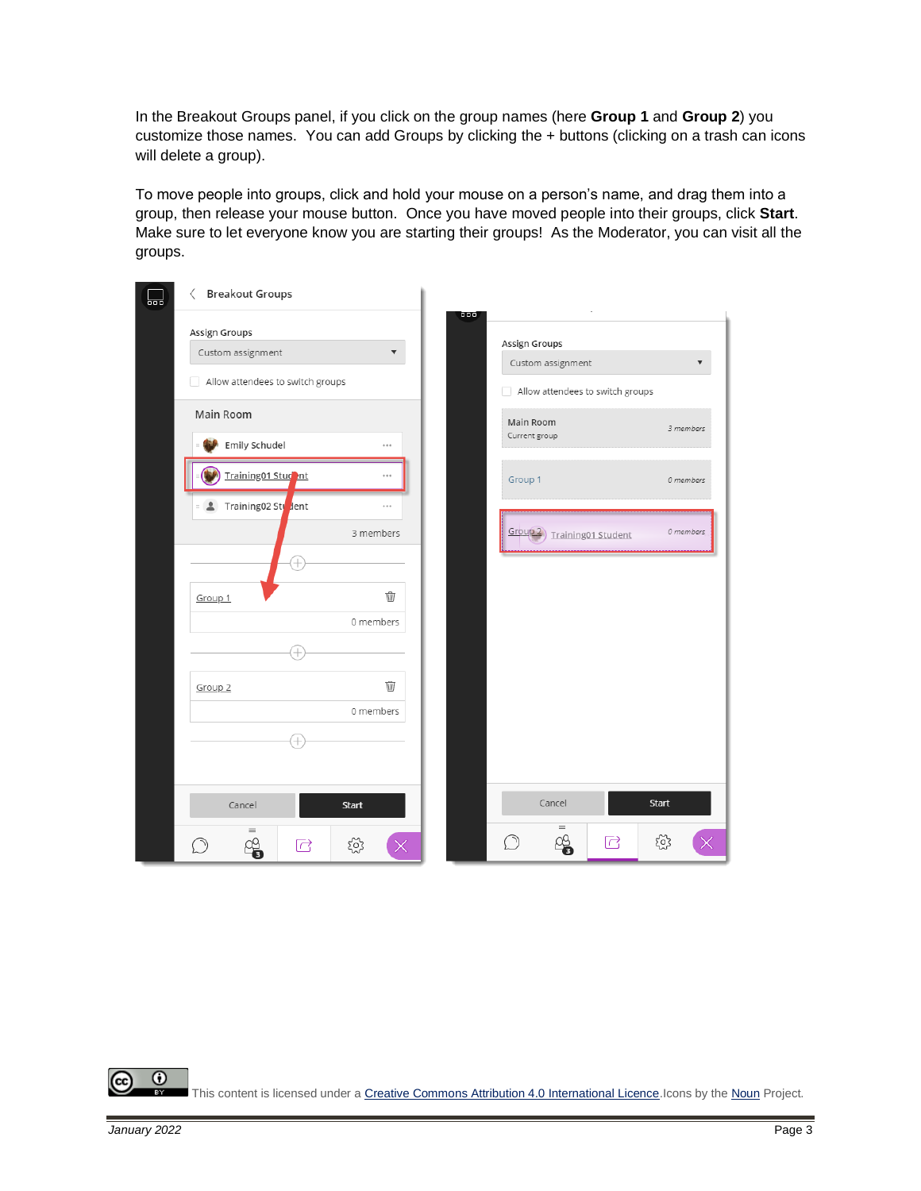In the Breakout Groups panel, if you click on the group names (here **Group 1** and **Group 2**) you customize those names. You can add Groups by clicking the + buttons (clicking on a trash can icons will delete a group).

To move people into groups, click and hold your mouse on a person's name, and drag them into a group, then release your mouse button. Once you have moved people into their groups, click **Start**. Make sure to let everyone know you are starting their groups! As the Moderator, you can visit all the groups.

This content is licensed under a Creative Commons Attribution 4.0 International Licence. Icons by the Noun Project.

*January 2022*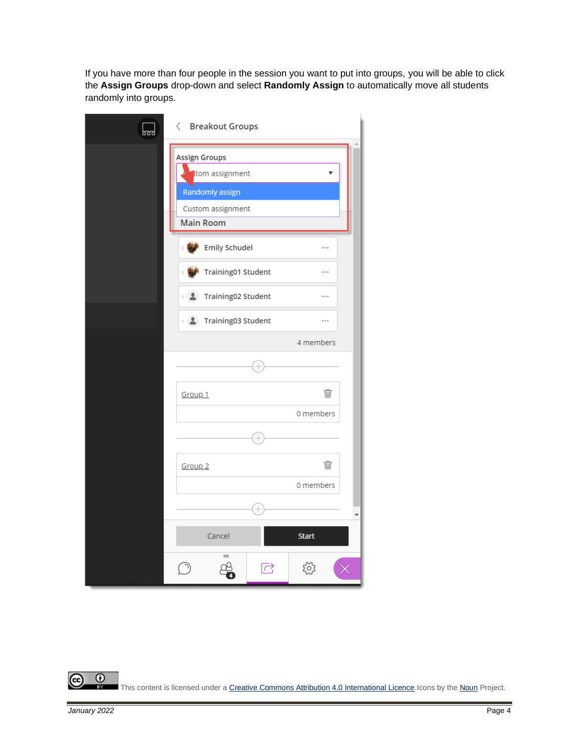If you have more than four people in the session you want to put into groups, you will be able to click the **Assign Groups** drop-down and select **Randomly Assign** to automatically move all students randomly into groups.

This content is licensed under a Creative Commons Attribution 4.0 International Licence. Icons by the Noun Project.

*January 2022*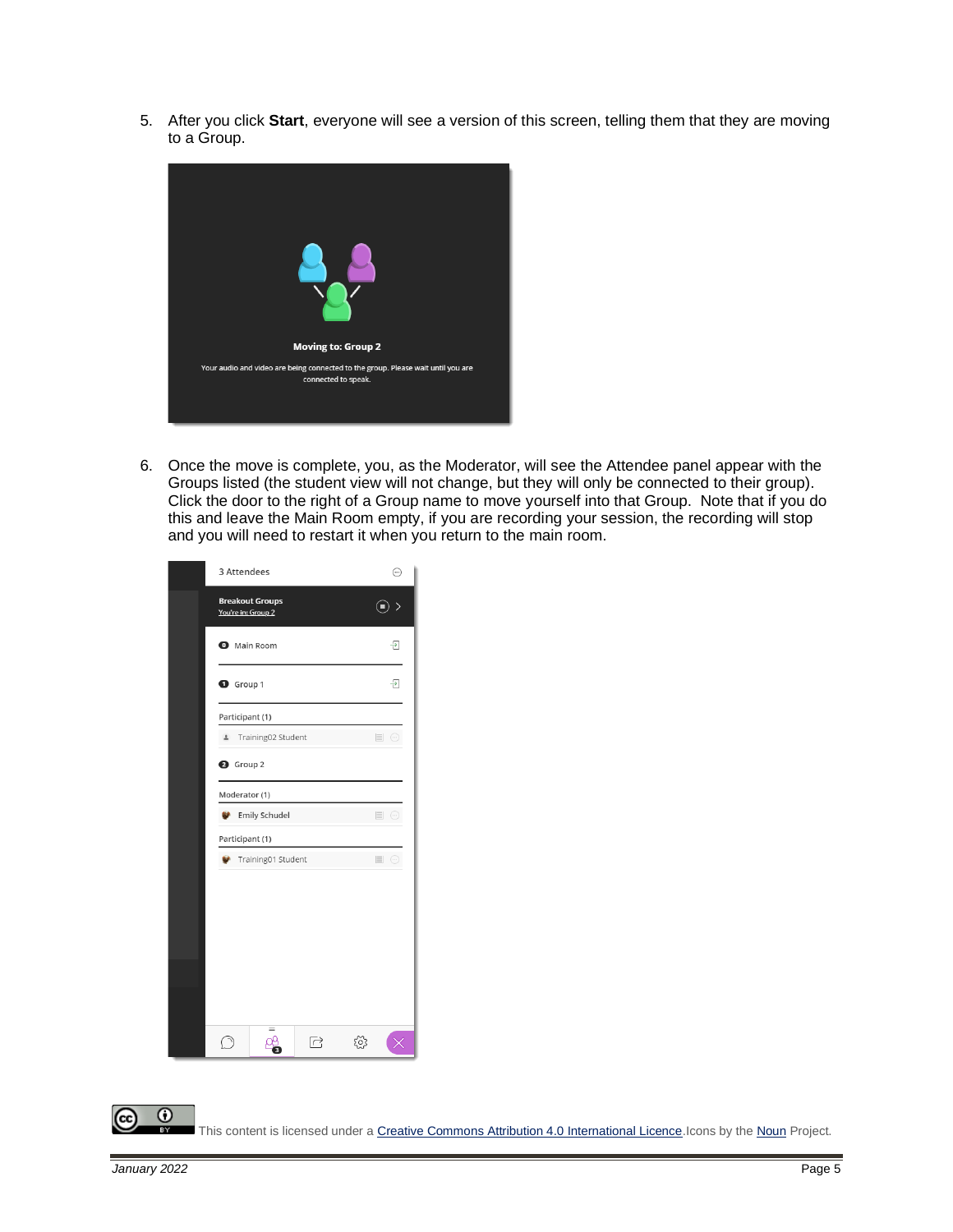5. After you click **Start**, everyone will see a version of this screen, telling them that they are moving to a Group.

6. Once the move is complete, you, as the Moderator, will see the Attendee panel appear with the Groups listed (the student view will not change, but they will only be connected to their group). Click the door to the right of a Group name to move yourself into that Group. Note that if you do this and leave the Main Room empty, if you are recording your session, the recording will stop and you will need to restart it when you return to the main room.

This content is licensed under a [Creative Commons Attribution 4.0 International Licence](). Icons by the [Noun]() Project.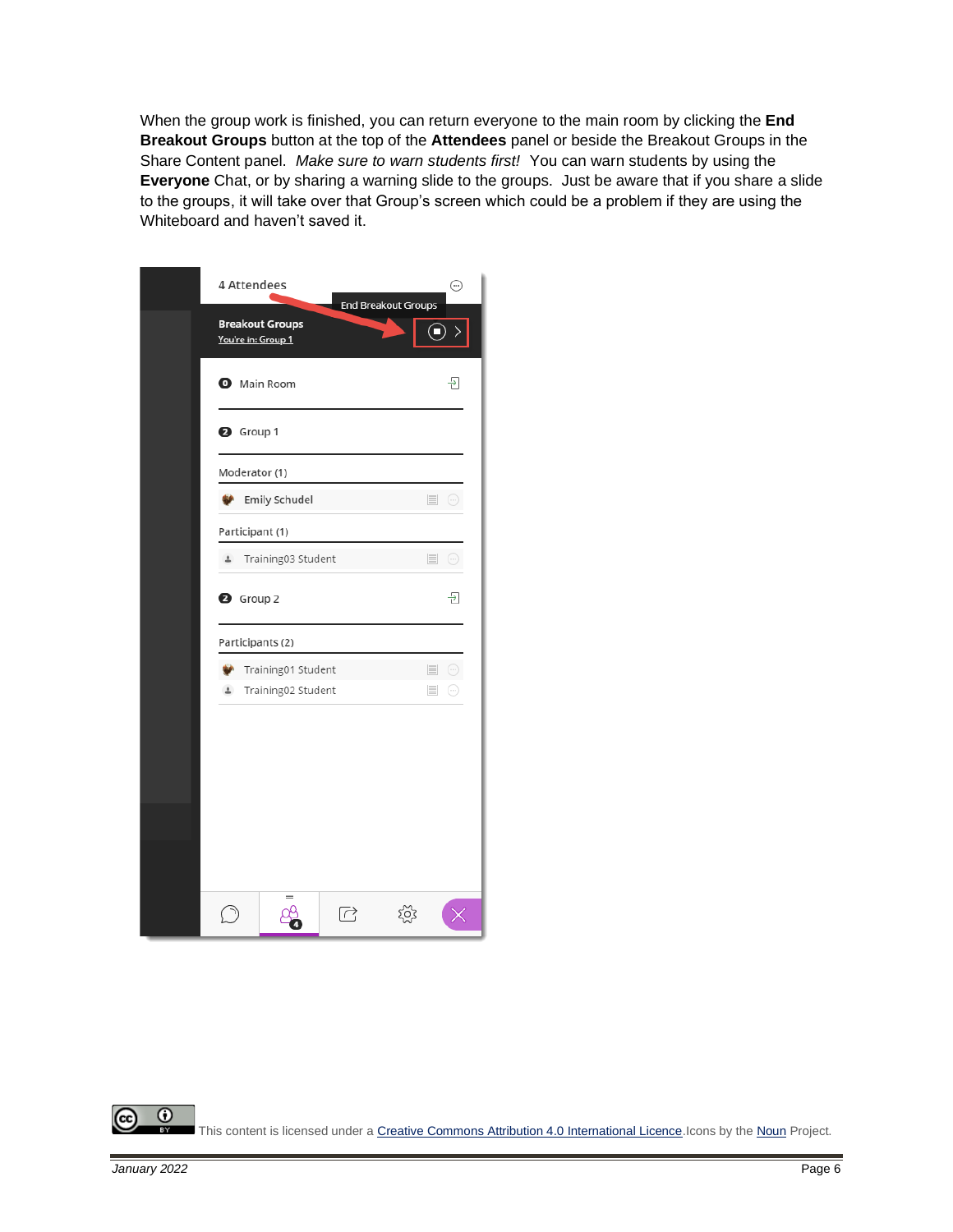When the group work is finished, you can return everyone to the main room by clicking the **End Breakout Groups** button at the top of the **Attendees** panel or beside the Breakout Groups in the Share Content panel. *Make sure to warn students first!* You can warn students by using the **Everyone** Chat, or by sharing a warning slide to the groups. Just be aware that if you share a slide to the groups, it will take over that Group's screen which could be a problem if they are using the Whiteboard and haven't saved it.

This content is licensed under a [Creative Commons Attribution 4.0 International Licence](). Icons by the [Noun]() Project.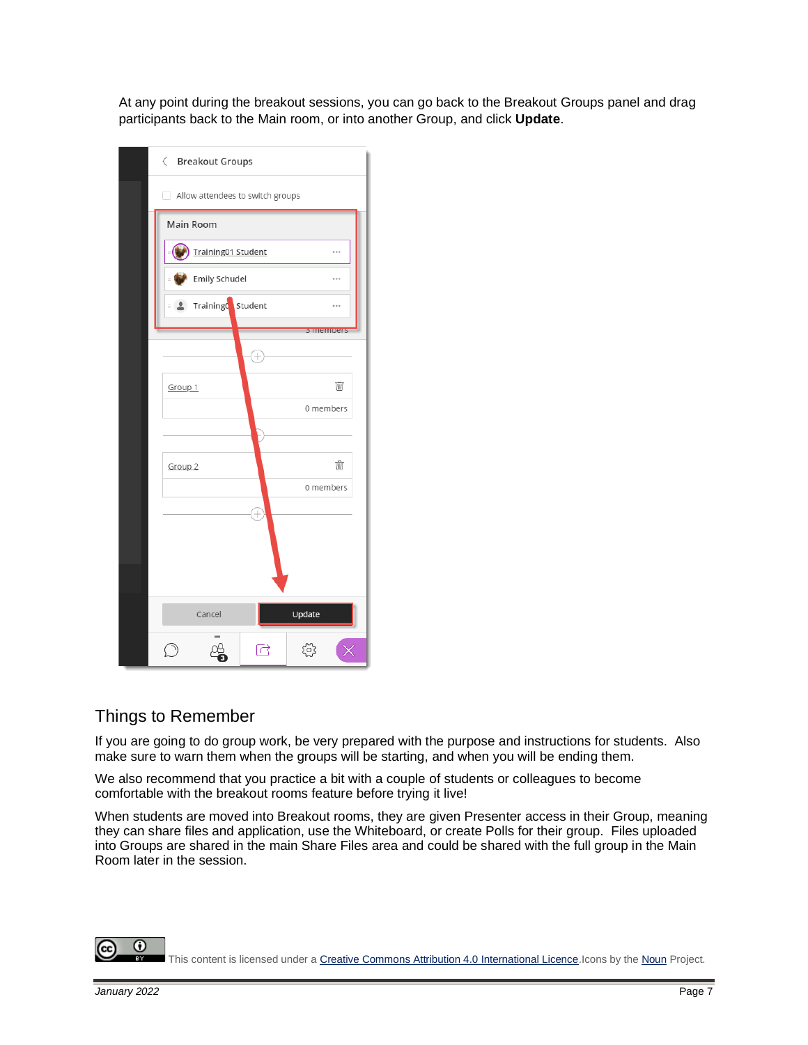At any point during the breakout sessions, you can go back to the Breakout Groups panel and drag participants back to the Main room, or into another Group, and click **Update**.

## Things to Remember

If you are going to do group work, be very prepared with the purpose and instructions for students. Also make sure to warn them when the groups will be starting, and when you will be ending them.

We also recommend that you practice a bit with a couple of students or colleagues to become comfortable with the breakout rooms feature before trying it live!

When students are moved into Breakout rooms, they are given Presenter access in their Group, meaning they can share files and application, use the Whiteboard, or create Polls for their group. Files uploaded into Groups are shared in the main Share Files area and could be shared with the full group in the Main Room later in the session.

This content is licensed under a Creative Commons Attribution 4.0 International Licence. Icons by the Noun Project.

*January 2022*